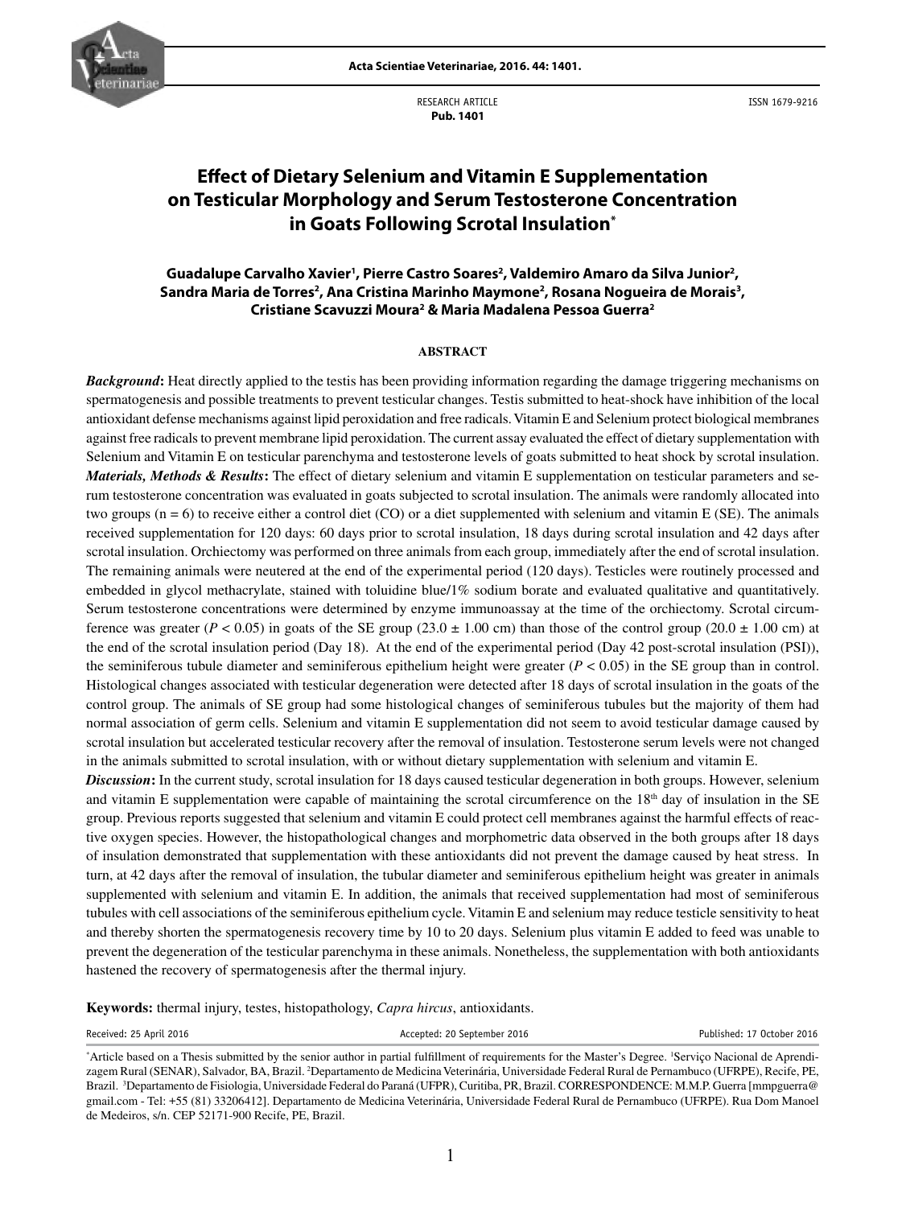RESEARCH ARTICLE
**Pub. 1401**

ISSN 1679-9216

# Effect of Dietary Selenium and Vitamin E Supplementation on Testicular Morphology and Serum Testosterone Concentration in Goats Following Scrotal Insulation[*]

**Guadalupe Carvalho Xavier[1], Pierre Castro Soares[2], Valdemiro Amaro da Silva Junior[2], Sandra Maria de Torres[2], Ana Cristina Marinho Maymone[2], Rosana Nogueira de Morais[3], Cristiane Scavuzzi Moura[2] & Maria Madalena Pessoa Guerra[2]**

## ABSTRACT

***Background*:** Heat directly applied to the testis has been providing information regarding the damage triggering mechanisms on spermatogenesis and possible treatments to prevent testicular changes. Testis submitted to heat-shock have inhibition of the local antioxidant defense mechanisms against lipid peroxidation and free radicals. Vitamin E and Selenium protect biological membranes against free radicals to prevent membrane lipid peroxidation. The current assay evaluated the effect of dietary supplementation with Selenium and Vitamin E on testicular parenchyma and testosterone levels of goats submitted to heat shock by scrotal insulation.

***Materials, Methods & Results*:** The effect of dietary selenium and vitamin E supplementation on testicular parameters and serum testosterone concentration was evaluated in goats subjected to scrotal insulation. The animals were randomly allocated into two groups (n = 6) to receive either a control diet (CO) or a diet supplemented with selenium and vitamin E (SE). The animals received supplementation for 120 days: 60 days prior to scrotal insulation, 18 days during scrotal insulation and 42 days after scrotal insulation. Orchiectomy was performed on three animals from each group, immediately after the end of scrotal insulation. The remaining animals were neutered at the end of the experimental period (120 days). Testicles were routinely processed and embedded in glycol methacrylate, stained with toluidine blue/1% sodium borate and evaluated qualitative and quantitatively. Serum testosterone concentrations were determined by enzyme immunoassay at the time of the orchiectomy. Scrotal circumference was greater ($P < 0.05$) in goats of the SE group (23.0 ± 1.00 cm) than those of the control group (20.0 ± 1.00 cm) at the end of the scrotal insulation period (Day 18). At the end of the experimental period (Day 42 post-scrotal insulation (PSI)), the seminiferous tubule diameter and seminiferous epithelium height were greater ($P < 0.05$) in the SE group than in control. Histological changes associated with testicular degeneration were detected after 18 days of scrotal insulation in the goats of the control group. The animals of SE group had some histological changes of seminiferous tubules but the majority of them had normal association of germ cells. Selenium and vitamin E supplementation did not seem to avoid testicular damage caused by scrotal insulation but accelerated testicular recovery after the removal of insulation. Testosterone serum levels were not changed in the animals submitted to scrotal insulation, with or without dietary supplementation with selenium and vitamin E.

***Discussion*:** In the current study, scrotal insulation for 18 days caused testicular degeneration in both groups. However, selenium and vitamin E supplementation were capable of maintaining the scrotal circumference on the 18th day of insulation in the SE group. Previous reports suggested that selenium and vitamin E could protect cell membranes against the harmful effects of reactive oxygen species. However, the histopathological changes and morphometric data observed in the both groups after 18 days of insulation demonstrated that supplementation with these antioxidants did not prevent the damage caused by heat stress. In turn, at 42 days after the removal of insulation, the tubular diameter and seminiferous epithelium height was greater in animals supplemented with selenium and vitamin E. In addition, the animals that received supplementation had most of seminiferous tubules with cell associations of the seminiferous epithelium cycle. Vitamin E and selenium may reduce testicle sensitivity to heat and thereby shorten the spermatogenesis recovery time by 10 to 20 days. Selenium plus vitamin E added to feed was unable to prevent the degeneration of the testicular parenchyma in these animals. Nonetheless, the supplementation with both antioxidants hastened the recovery of spermatogenesis after the thermal injury.

**Keywords:** thermal injury, testes, histopathology, *Capra hircus*, antioxidants.

Received: 25 April 2016 | Accepted: 20 September 2016 | Published: 17 October 2016

[*]Article based on a Thesis submitted by the senior author in partial fulfillment of requirements for the Master's Degree. [1]Serviço Nacional de Aprendizagem Rural (SENAR), Salvador, BA, Brazil. [2]Departamento de Medicina Veterinária, Universidade Federal Rural de Pernambuco (UFRPE), Recife, PE, Brazil. [3]Departamento de Fisiologia, Universidade Federal do Paraná (UFPR), Curitiba, PR, Brazil. CORRESPONDENCE: M.M.P. Guerra [mmpguerra@gmail.com - Tel: +55 (81) 33206412]. Departamento de Medicina Veterinária, Universidade Federal Rural de Pernambuco (UFRPE). Rua Dom Manoel de Medeiros, s/n. CEP 52171-900 Recife, PE, Brazil.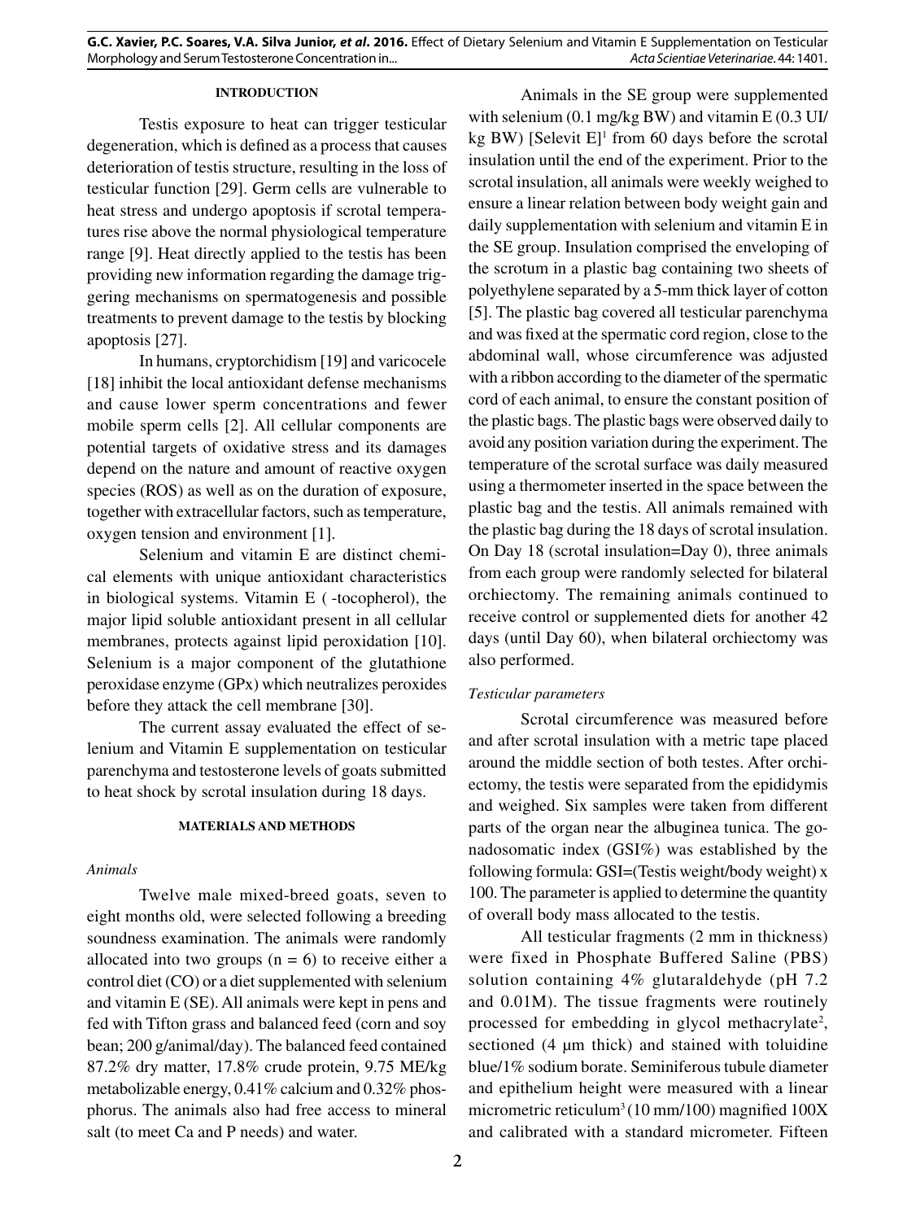## INTRODUCTION

Testis exposure to heat can trigger testicular degeneration, which is defined as a process that causes deterioration of testis structure, resulting in the loss of testicular function [29]. Germ cells are vulnerable to heat stress and undergo apoptosis if scrotal temperatures rise above the normal physiological temperature range [9]. Heat directly applied to the testis has been providing new information regarding the damage triggering mechanisms on spermatogenesis and possible treatments to prevent damage to the testis by blocking apoptosis [27].

In humans, cryptorchidism [19] and varicocele [18] inhibit the local antioxidant defense mechanisms and cause lower sperm concentrations and fewer mobile sperm cells [2]. All cellular components are potential targets of oxidative stress and its damages depend on the nature and amount of reactive oxygen species (ROS) as well as on the duration of exposure, together with extracellular factors, such as temperature, oxygen tension and environment [1].

Selenium and vitamin E are distinct chemical elements with unique antioxidant characteristics in biological systems. Vitamin E ( -tocopherol), the major lipid soluble antioxidant present in all cellular membranes, protects against lipid peroxidation [10]. Selenium is a major component of the glutathione peroxidase enzyme (GPx) which neutralizes peroxides before they attack the cell membrane [30].

The current assay evaluated the effect of selenium and Vitamin E supplementation on testicular parenchyma and testosterone levels of goats submitted to heat shock by scrotal insulation during 18 days.

## MATERIALS AND METHODS

### *Animals*

Twelve male mixed-breed goats, seven to eight months old, were selected following a breeding soundness examination. The animals were randomly allocated into two groups ($n = 6$) to receive either a control diet (CO) or a diet supplemented with selenium and vitamin E (SE). All animals were kept in pens and fed with Tifton grass and balanced feed (corn and soy bean; 200 g/animal/day). The balanced feed contained 87.2% dry matter, 17.8% crude protein, 9.75 ME/kg metabolizable energy, 0.41% calcium and 0.32% phosphorus. The animals also had free access to mineral salt (to meet Ca and P needs) and water.

Animals in the SE group were supplemented with selenium (0.1 mg/kg BW) and vitamin E (0.3 UI/kg BW) [Selevit E][1] from 60 days before the scrotal insulation until the end of the experiment. Prior to the scrotal insulation, all animals were weekly weighed to ensure a linear relation between body weight gain and daily supplementation with selenium and vitamin E in the SE group. Insulation comprised the enveloping of the scrotum in a plastic bag containing two sheets of polyethylene separated by a 5-mm thick layer of cotton [5]. The plastic bag covered all testicular parenchyma and was fixed at the spermatic cord region, close to the abdominal wall, whose circumference was adjusted with a ribbon according to the diameter of the spermatic cord of each animal, to ensure the constant position of the plastic bags. The plastic bags were observed daily to avoid any position variation during the experiment. The temperature of the scrotal surface was daily measured using a thermometer inserted in the space between the plastic bag and the testis. All animals remained with the plastic bag during the 18 days of scrotal insulation. On Day 18 (scrotal insulation=Day 0), three animals from each group were randomly selected for bilateral orchiectomy. The remaining animals continued to receive control or supplemented diets for another 42 days (until Day 60), when bilateral orchiectomy was also performed.

### *Testicular parameters*

Scrotal circumference was measured before and after scrotal insulation with a metric tape placed around the middle section of both testes. After orchiectomy, the testis were separated from the epididymis and weighed. Six samples were taken from different parts of the organ near the albuginea tunica. The gonadosomatic index (GSI%) was established by the following formula: GSI=(Testis weight/body weight) x 100. The parameter is applied to determine the quantity of overall body mass allocated to the testis.

All testicular fragments (2 mm in thickness) were fixed in Phosphate Buffered Saline (PBS) solution containing 4% glutaraldehyde (pH 7.2 and 0.01M). The tissue fragments were routinely processed for embedding in glycol methacrylate[2], sectioned (4 µm thick) and stained with toluidine blue/1% sodium borate. Seminiferous tubule diameter and epithelium height were measured with a linear micrometric reticulum[3] (10 mm/100) magnified 100X and calibrated with a standard micrometer. Fifteen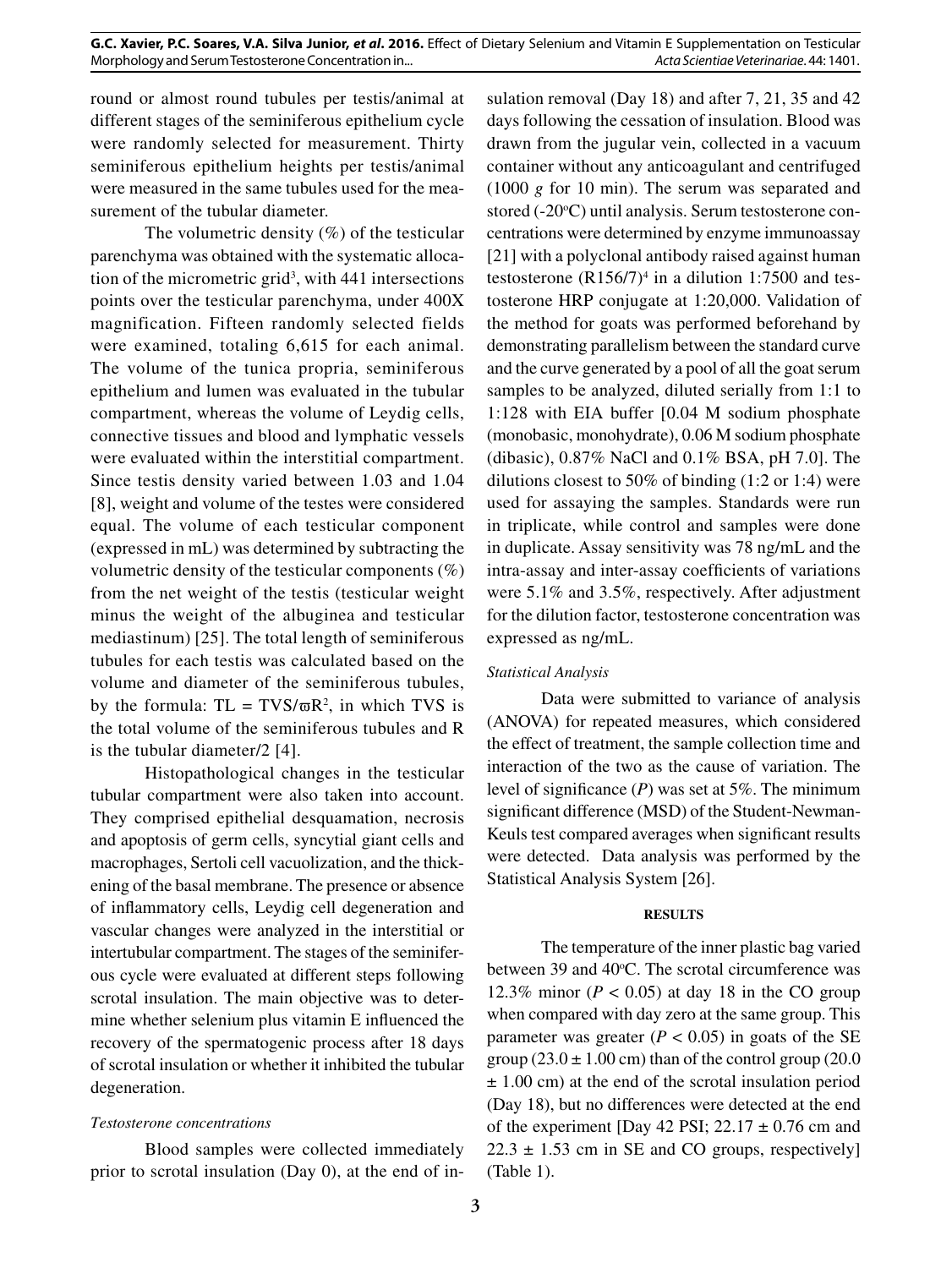round or almost round tubules per testis/animal at different stages of the seminiferous epithelium cycle were randomly selected for measurement. Thirty seminiferous epithelium heights per testis/animal were measured in the same tubules used for the measurement of the tubular diameter.

The volumetric density (%) of the testicular parenchyma was obtained with the systematic allocation of the micrometric grid[3], with 441 intersections points over the testicular parenchyma, under 400X magnification. Fifteen randomly selected fields were examined, totaling 6,615 for each animal. The volume of the tunica propria, seminiferous epithelium and lumen was evaluated in the tubular compartment, whereas the volume of Leydig cells, connective tissues and blood and lymphatic vessels were evaluated within the interstitial compartment. Since testis density varied between 1.03 and 1.04 [8], weight and volume of the testes were considered equal. The volume of each testicular component (expressed in mL) was determined by subtracting the volumetric density of the testicular components (%) from the net weight of the testis (testicular weight minus the weight of the albuginea and testicular mediastinum) [25]. The total length of seminiferous tubules for each testis was calculated based on the volume and diameter of the seminiferous tubules, by the formula: $TL = TVS/\varpi R^2$, in which TVS is the total volume of the seminiferous tubules and R is the tubular diameter/2 [4].

Histopathological changes in the testicular tubular compartment were also taken into account. They comprised epithelial desquamation, necrosis and apoptosis of germ cells, syncytial giant cells and macrophages, Sertoli cell vacuolization, and the thickening of the basal membrane. The presence or absence of inflammatory cells, Leydig cell degeneration and vascular changes were analyzed in the interstitial or intertubular compartment. The stages of the seminiferous cycle were evaluated at different steps following scrotal insulation. The main objective was to determine whether selenium plus vitamin E influenced the recovery of the spermatogenic process after 18 days of scrotal insulation or whether it inhibited the tubular degeneration.

*Testosterone concentrations*

Blood samples were collected immediately prior to scrotal insulation (Day 0), at the end of insulation removal (Day 18) and after 7, 21, 35 and 42 days following the cessation of insulation. Blood was drawn from the jugular vein, collected in a vacuum container without any anticoagulant and centrifuged (1000 *g* for 10 min). The serum was separated and stored (-20ºC) until analysis. Serum testosterone concentrations were determined by enzyme immunoassay [21] with a polyclonal antibody raised against human testosterone (R156/7)[4] in a dilution 1:7500 and testosterone HRP conjugate at 1:20,000. Validation of the method for goats was performed beforehand by demonstrating parallelism between the standard curve and the curve generated by a pool of all the goat serum samples to be analyzed, diluted serially from 1:1 to 1:128 with EIA buffer [0.04 M sodium phosphate (monobasic, monohydrate), 0.06 M sodium phosphate (dibasic), 0.87% NaCl and 0.1% BSA, pH 7.0]. The dilutions closest to 50% of binding (1:2 or 1:4) were used for assaying the samples. Standards were run in triplicate, while control and samples were done in duplicate. Assay sensitivity was 78 ng/mL and the intra-assay and inter-assay coefficients of variations were 5.1% and 3.5%, respectively. After adjustment for the dilution factor, testosterone concentration was expressed as ng/mL.

*Statistical Analysis*

Data were submitted to variance of analysis (ANOVA) for repeated measures, which considered the effect of treatment, the sample collection time and interaction of the two as the cause of variation. The level of significance (*P*) was set at 5%. The minimum significant difference (MSD) of the Student-Newman-Keuls test compared averages when significant results were detected. Data analysis was performed by the Statistical Analysis System [26].

## RESULTS

The temperature of the inner plastic bag varied between 39 and 40ºC. The scrotal circumference was 12.3% minor ($P < 0.05$) at day 18 in the CO group when compared with day zero at the same group. This parameter was greater ($P < 0.05$) in goats of the SE group (23.0 ± 1.00 cm) than of the control group (20.0 ± 1.00 cm) at the end of the scrotal insulation period (Day 18), but no differences were detected at the end of the experiment [Day 42 PSI; 22.17 ± 0.76 cm and 22.3 ± 1.53 cm in SE and CO groups, respectively] (Table 1).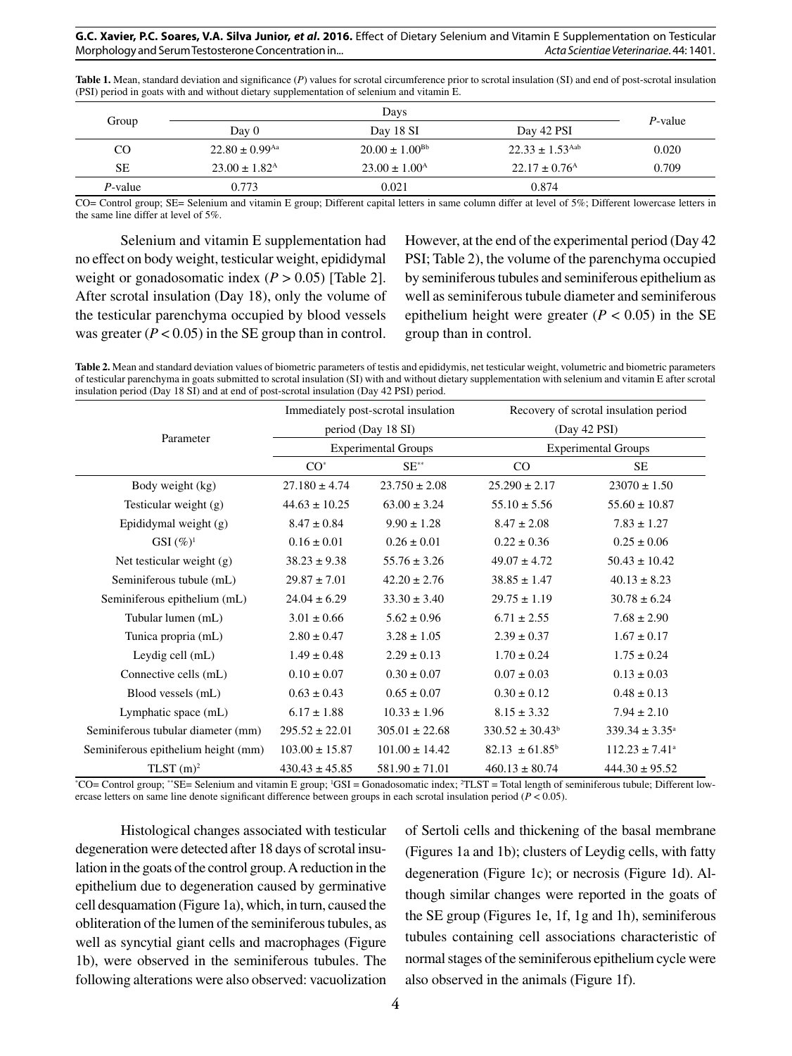**Table 1.** Mean, standard deviation and significance (*P*) values for scrotal circumference prior to scrotal insulation (SI) and end of post-scrotal insulation (PSI) period in goats with and without dietary supplementation of selenium and vitamin E.

| Group | Days | | | *P*-value |
|---|---|---|---|---|
| | Day 0 | Day 18 SI | Day 42 PSI | |
| CO | $22.80 \pm 0.99^{Aa}$ | $20.00 \pm 1.00^{Bb}$ | $22.33 \pm 1.53^{Aab}$ | 0.020 |
| SE | $23.00 \pm 1.82^{A}$ | $23.00 \pm 1.00^{A}$ | $22.17 \pm 0.76^{A}$ | 0.709 |
| *P*-value | 0.773 | 0.021 | 0.874 | |

CO= Control group; SE= Selenium and vitamin E group; Different capital letters in same column differ at level of 5%; Different lowercase letters in the same line differ at level of 5%.

Selenium and vitamin E supplementation had no effect on body weight, testicular weight, epididymal weight or gonadosomatic index ($P > 0.05$) [Table 2]. After scrotal insulation (Day 18), only the volume of the testicular parenchyma occupied by blood vessels was greater ($P < 0.05$) in the SE group than in control. However, at the end of the experimental period (Day 42 PSI; Table 2), the volume of the parenchyma occupied by seminiferous tubules and seminiferous epithelium as well as seminiferous tubule diameter and seminiferous epithelium height were greater ($P < 0.05$) in the SE group than in control.

**Table 2.** Mean and standard deviation values of biometric parameters of testis and epididymis, net testicular weight, volumetric and biometric parameters of testicular parenchyma in goats submitted to scrotal insulation (SI) with and without dietary supplementation with selenium and vitamin E after scrotal insulation period (Day 18 SI) and at end of post-scrotal insulation (Day 42 PSI) period.

| Parameter | Immediately post-scrotal insulation period (Day 18 SI) | | Recovery of scrotal insulation period (Day 42 PSI) | |
|---|---|---|---|---|
| | Experimental Groups | | Experimental Groups | |
| | CO* | SE** | CO | SE |
| Body weight (kg) | 27.180 ± 4.74 | 23.750 ± 2.08 | 25.290 ± 2.17 | 23070 ± 1.50 |
| Testicular weight (g) | 44.63 ± 10.25 | 63.00 ± 3.24 | 55.10 ± 5.56 | 55.60 ± 10.87 |
| Epididymal weight (g) | 8.47 ± 0.84 | 9.90 ± 1.28 | 8.47 ± 2.08 | 7.83 ± 1.27 |
| GSI (%)[1] | 0.16 ± 0.01 | 0.26 ± 0.01 | 0.22 ± 0.36 | 0.25 ± 0.06 |
| Net testicular weight (g) | 38.23 ± 9.38 | 55.76 ± 3.26 | 49.07 ± 4.72 | 50.43 ± 10.42 |
| Seminiferous tubule (mL) | 29.87 ± 7.01 | 42.20 ± 2.76 | 38.85 ± 1.47 | 40.13 ± 8.23 |
| Seminiferous epithelium (mL) | 24.04 ± 6.29 | 33.30 ± 3.40 | 29.75 ± 1.19 | 30.78 ± 6.24 |
| Tubular lumen (mL) | 3.01 ± 0.66 | 5.62 ± 0.96 | 6.71 ± 2.55 | 7.68 ± 2.90 |
| Tunica propria (mL) | 2.80 ± 0.47 | 3.28 ± 1.05 | 2.39 ± 0.37 | 1.67 ± 0.17 |
| Leydig cell (mL) | 1.49 ± 0.48 | 2.29 ± 0.13 | 1.70 ± 0.24 | 1.75 ± 0.24 |
| Connective cells (mL) | 0.10 ± 0.07 | 0.30 ± 0.07 | 0.07 ± 0.03 | 0.13 ± 0.03 |
| Blood vessels (mL) | 0.63 ± 0.43 | 0.65 ± 0.07 | 0.30 ± 0.12 | 0.48 ± 0.13 |
| Lymphatic space (mL) | 6.17 ± 1.88 | 10.33 ± 1.96 | 8.15 ± 3.32 | 7.94 ± 2.10 |
| Seminiferous tubular diameter (mm) | 295.52 ± 22.01 | 305.01 ± 22.68 | $330.52 \pm 30.43^{b}$ | $339.34 \pm 3.35^{a}$ |
| Seminiferous epithelium height (mm) | 103.00 ± 15.87 | 101.00 ± 14.42 | $82.13 \pm 61.85^{b}$ | $112.23 \pm 7.41^{a}$ |
| TLST (m)[2] | 430.43 ± 45.85 | 581.90 ± 71.01 | 460.13 ± 80.74 | 444.30 ± 95.52 |

*CO= Control group; **SE= Selenium and vitamin E group; [1]GSI = Gonadosomatic index; [2]TLST = Total length of seminiferous tubule; Different lowercase letters on same line denote significant difference between groups in each scrotal insulation period ($P < 0.05$).

Histological changes associated with testicular degeneration were detected after 18 days of scrotal insulation in the goats of the control group. A reduction in the epithelium due to degeneration caused by germinative cell desquamation (Figure 1a), which, in turn, caused the obliteration of the lumen of the seminiferous tubules, as well as syncytial giant cells and macrophages (Figure 1b), were observed in the seminiferous tubules. The following alterations were also observed: vacuolization of Sertoli cells and thickening of the basal membrane (Figures 1a and 1b); clusters of Leydig cells, with fatty degeneration (Figure 1c); or necrosis (Figure 1d). Although similar changes were reported in the goats of the SE group (Figures 1e, 1f, 1g and 1h), seminiferous tubules containing cell associations characteristic of normal stages of the seminiferous epithelium cycle were also observed in the animals (Figure 1f).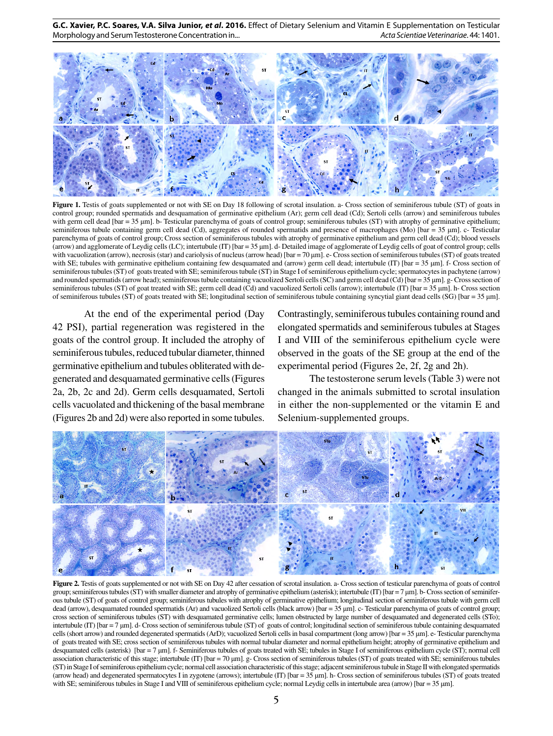**Figure 1.** Testis of goats supplemented or not with SE on Day 18 following of scrotal insulation. a- Cross section of seminiferous tubule (ST) of goats in control group; rounded spermatids and desquamation of germinative epithelium (Ar); germ cell dead (Cd); Sertoli cells (arrow) and seminiferous tubules with germ cell dead [bar = 35 µm]. b- Testicular parenchyma of goats of control group; seminiferous tubules (ST) with atrophy of germinative epithelium; seminiferous tubule containing germ cell dead (Cd), aggregates of rounded spermatids and presence of macrophages (Mo) [bar = 35 µm]. c- Testicular parenchyma of goats of control group; Cross section of seminiferous tubules with atrophy of germinative epithelium and germ cell dead (Cd); blood vessels (arrow) and agglomerate of Leydig cells (LC); intertubule (IT) [bar = 35 µm]. d- Detailed image of agglomerate of Leydig cells of goat of control group; cells with vacuolization (arrow), necrosis (star) and cariolysis of nucleus (arrow head) [bar = 70 µm]. e- Cross section of seminiferous tubules (ST) of goats treated with SE; tubules with germinative epithelium containing few desquamated and (arrow) germ cell dead; intertubule (IT) [bar = 35 µm]. f- Cross section of seminiferous tubules (ST) of goats treated with SE; seminiferous tubule (ST) in Stage I of seminiferous epithelium cycle; spermatocytes in pachytene (arrow) and rounded spermatids (arrow head); seminiferous tubule containing vacuolized Sertoli cells (SC) and germ cell dead (Cd) [bar = 35 µm]. g- Cross section of seminiferous tubules (ST) of goat treated with SE; germ cell dead (Cd) and vacuolized Sertoli cells (arrow); intertubule (IT) [bar = 35 µm]. h- Cross section of seminiferous tubules (ST) of goats treated with SE; longitudinal section of seminiferous tubule containing syncytial giant dead cells (SG) [bar = 35 µm].

At the end of the experimental period (Day 42 PSI), partial regeneration was registered in the goats of the control group. It included the atrophy of seminiferous tubules, reduced tubular diameter, thinned germinative epithelium and tubules obliterated with degenerated and desquamated germinative cells (Figures 2a, 2b, 2c and 2d). Germ cells desquamated, Sertoli cells vacuolated and thickening of the basal membrane (Figures 2b and 2d) were also reported in some tubules. Contrastingly, seminiferous tubules containing round and elongated spermatids and seminiferous tubules at Stages I and VIII of the seminiferous epithelium cycle were observed in the goats of the SE group at the end of the experimental period (Figures 2e, 2f, 2g and 2h).

The testosterone serum levels (Table 3) were not changed in the animals submitted to scrotal insulation in either the non-supplemented or the vitamin E and Selenium-supplemented groups.

**Figure 2.** Testis of goats supplemented or not with SE on Day 42 after cessation of scrotal insulation. a- Cross section of testicular parenchyma of goats of control group; seminiferous tubules (ST) with smaller diameter and atrophy of germinative epithelium (asterisk); intertubule (IT) [bar = 7 µm]. b- Cross section of seminiferous tubule (ST) of goats of control group; seminiferous tubules with atrophy of germinative epithelium; longitudinal section of seminiferous tubule with germ cell dead (arrow), desquamated rounded spermatids (Ar) and vacuolized Sertoli cells (black arrow) [bar = 35 µm]. c- Testicular parenchyma of goats of control group; cross section of seminiferous tubules (ST) with desquamated germinative cells; lumen obstructed by large number of desquamated and degenerated cells (STo); intertubule (IT) [bar = 7 µm]. d- Cross section of seminiferous tubule (ST) of goats of control; longitudinal section of seminiferous tubule containing desquamated cells (short arrow) and rounded degenerated spermatids (ArD); vacuolized Sertoli cells in basal compartment (long arrow) [bar = 35 µm]. e- Testicular parenchyma of goats treated with SE; cross section of seminiferous tubules with normal tubular diameter and normal epithelium height; atrophy of germinative epithelium and desquamated cells (asterisk) [bar = 7 µm]. f- Seminiferous tubules of goats treated with SE; tubules in Stage I of seminiferous epithelium cycle (ST); normal cell association characteristic of this stage; intertubule (IT) [bar = 70 µm]. g- Cross section of seminiferous tubules (ST) of goats treated with SE; seminiferous tubules (ST) in Stage I of seminiferous epithelium cycle; normal cell association characteristic of this stage; adjacent seminiferous tubule in Stage II with elongated spermatids (arrow head) and degenerated spermatocytes I in zygotene (arrows); intertubule (IT) [bar = 35 µm]. h- Cross section of seminiferous tubules (ST) of goats treated with SE; seminiferous tubules in Stage I and VIII of seminiferous epithelium cycle; normal Leydig cells in intertubule area (arrow) [bar = 35 µm].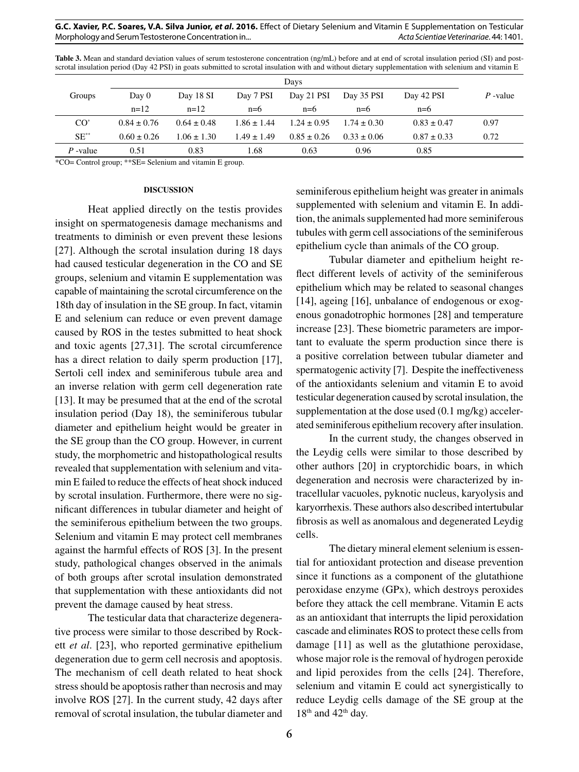**Table 3.** Mean and standard deviation values of serum testosterone concentration (ng/mL) before and at end of scrotal insulation period (SI) and post-scrotal insulation period (Day 42 PSI) in goats submitted to scrotal insulation with and without dietary supplementation with selenium and vitamin E

| Groups | Days | | | | | | *P* -value |
|---|---|---|---|---|---|---|---|
| | Day 0 | Day 18 SI | Day 7 PSI | Day 21 PSI | Day 35 PSI | Day 42 PSI | |
| | n=12 | n=12 | n=6 | n=6 | n=6 | n=6 | |
| CO* | 0.84 ± 0.76 | 0.64 ± 0.48 | 1.86 ± 1.44 | 1.24 ± 0.95 | 1.74 ± 0.30 | 0.83 ± 0.47 | 0.97 |
| SE** | 0.60 ± 0.26 | 1.06 ± 1.30 | 1.49 ± 1.49 | 0.85 ± 0.26 | 0.33 ± 0.06 | 0.87 ± 0.33 | 0.72 |
| *P* -value | 0.51 | 0.83 | 1.68 | 0.63 | 0.96 | 0.85 | |

*CO= Control group; **SE= Selenium and vitamin E group.

## DISCUSSION

Heat applied directly on the testis provides insight on spermatogenesis damage mechanisms and treatments to diminish or even prevent these lesions [27]. Although the scrotal insulation during 18 days had caused testicular degeneration in the CO and SE groups, selenium and vitamin E supplementation was capable of maintaining the scrotal circumference on the 18th day of insulation in the SE group. In fact, vitamin E and selenium can reduce or even prevent damage caused by ROS in the testes submitted to heat shock and toxic agents [27,31]. The scrotal circumference has a direct relation to daily sperm production [17], Sertoli cell index and seminiferous tubule area and an inverse relation with germ cell degeneration rate [13]. It may be presumed that at the end of the scrotal insulation period (Day 18), the seminiferous tubular diameter and epithelium height would be greater in the SE group than the CO group. However, in current study, the morphometric and histopathological results revealed that supplementation with selenium and vitamin E failed to reduce the effects of heat shock induced by scrotal insulation. Furthermore, there were no significant differences in tubular diameter and height of the seminiferous epithelium between the two groups. Selenium and vitamin E may protect cell membranes against the harmful effects of ROS [3]. In the present study, pathological changes observed in the animals of both groups after scrotal insulation demonstrated that supplementation with these antioxidants did not prevent the damage caused by heat stress.

The testicular data that characterize degenerative process were similar to those described by Rockett *et al*. [23], who reported germinative epithelium degeneration due to germ cell necrosis and apoptosis. The mechanism of cell death related to heat shock stress should be apoptosis rather than necrosis and may involve ROS [27]. In the current study, 42 days after removal of scrotal insulation, the tubular diameter and seminiferous epithelium height was greater in animals supplemented with selenium and vitamin E. In addition, the animals supplemented had more seminiferous tubules with germ cell associations of the seminiferous epithelium cycle than animals of the CO group.

Tubular diameter and epithelium height reflect different levels of activity of the seminiferous epithelium which may be related to seasonal changes [14], ageing [16], unbalance of endogenous or exogenous gonadotrophic hormones [28] and temperature increase [23]. These biometric parameters are important to evaluate the sperm production since there is a positive correlation between tubular diameter and spermatogenic activity [7]. Despite the ineffectiveness of the antioxidants selenium and vitamin E to avoid testicular degeneration caused by scrotal insulation, the supplementation at the dose used (0.1 mg/kg) accelerated seminiferous epithelium recovery after insulation.

In the current study, the changes observed in the Leydig cells were similar to those described by other authors [20] in cryptorchidic boars, in which degeneration and necrosis were characterized by intracellular vacuoles, pyknotic nucleus, karyolysis and karyorrhexis. These authors also described intertubular fibrosis as well as anomalous and degenerated Leydig cells.

The dietary mineral element selenium is essential for antioxidant protection and disease prevention since it functions as a component of the glutathione peroxidase enzyme (GPx), which destroys peroxides before they attack the cell membrane. Vitamin E acts as an antioxidant that interrupts the lipid peroxidation cascade and eliminates ROS to protect these cells from damage [11] as well as the glutathione peroxidase, whose major role is the removal of hydrogen peroxide and lipid peroxides from the cells [24]. Therefore, selenium and vitamin E could act synergistically to reduce Leydig cells damage of the SE group at the $18^{th}$ and $42^{th}$ day.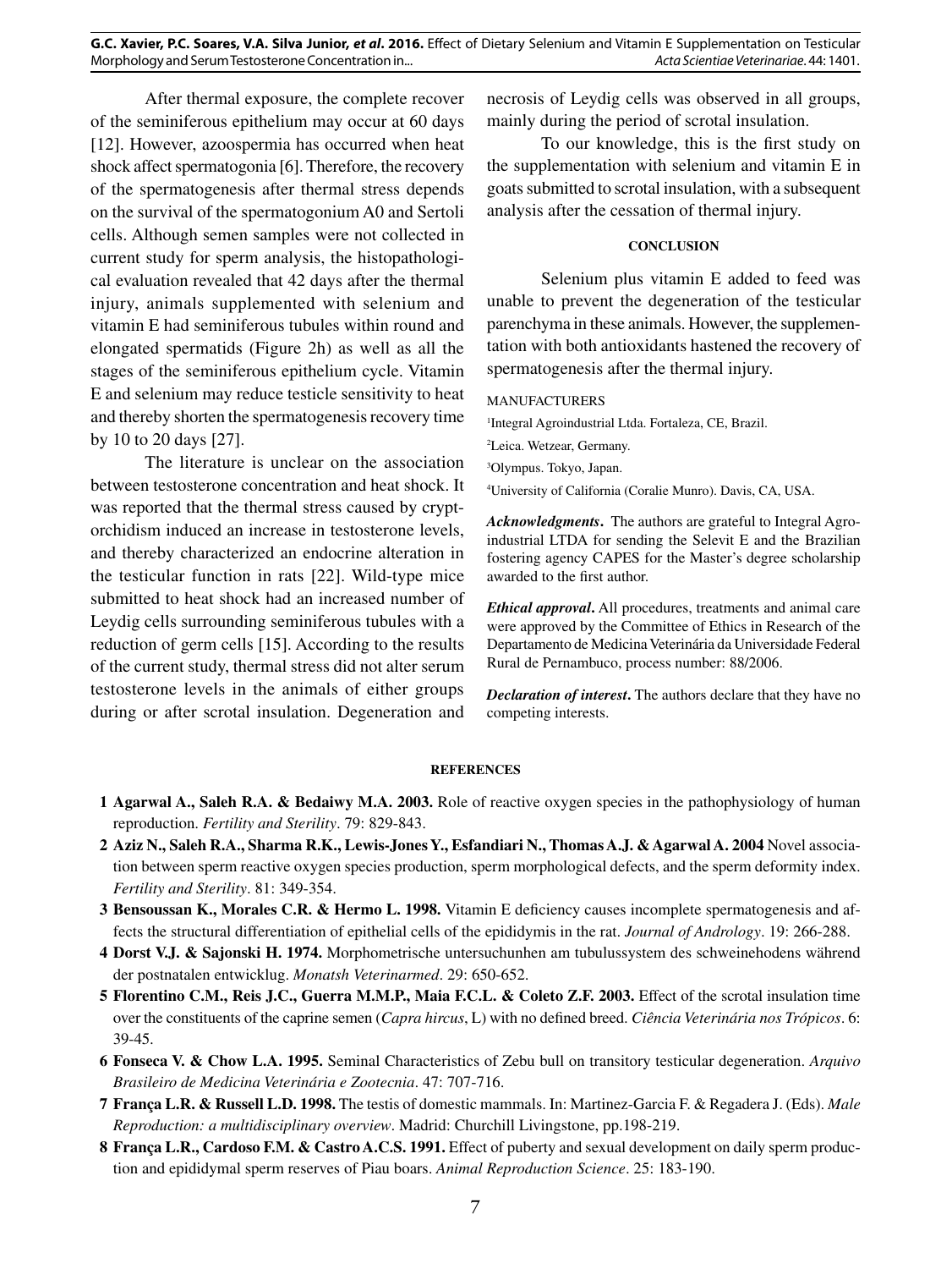After thermal exposure, the complete recover of the seminiferous epithelium may occur at 60 days [12]. However, azoospermia has occurred when heat shock affect spermatogonia [6]. Therefore, the recovery of the spermatogenesis after thermal stress depends on the survival of the spermatogonium A0 and Sertoli cells. Although semen samples were not collected in current study for sperm analysis, the histopathological evaluation revealed that 42 days after the thermal injury, animals supplemented with selenium and vitamin E had seminiferous tubules within round and elongated spermatids (Figure 2h) as well as all the stages of the seminiferous epithelium cycle. Vitamin E and selenium may reduce testicle sensitivity to heat and thereby shorten the spermatogenesis recovery time by 10 to 20 days [27].

The literature is unclear on the association between testosterone concentration and heat shock. It was reported that the thermal stress caused by cryptorchidism induced an increase in testosterone levels, and thereby characterized an endocrine alteration in the testicular function in rats [22]. Wild-type mice submitted to heat shock had an increased number of Leydig cells surrounding seminiferous tubules with a reduction of germ cells [15]. According to the results of the current study, thermal stress did not alter serum testosterone levels in the animals of either groups during or after scrotal insulation. Degeneration and necrosis of Leydig cells was observed in all groups, mainly during the period of scrotal insulation.

To our knowledge, this is the first study on the supplementation with selenium and vitamin E in goats submitted to scrotal insulation, with a subsequent analysis after the cessation of thermal injury.

## CONCLUSION

Selenium plus vitamin E added to feed was unable to prevent the degeneration of the testicular parenchyma in these animals. However, the supplementation with both antioxidants hastened the recovery of spermatogenesis after the thermal injury.

MANUFACTURERS

[1]Integral Agroindustrial Ltda. Fortaleza, CE, Brazil.

[2]Leica. Wetzear, Germany.

[3]Olympus. Tokyo, Japan.

[4]University of California (Coralie Munro). Davis, CA, USA.

***Acknowledgments*.** The authors are grateful to Integral Agroindustrial LTDA for sending the Selevit E and the Brazilian fostering agency CAPES for the Master's degree scholarship awarded to the first author.

***Ethical approval*.** All procedures, treatments and animal care were approved by the Committee of Ethics in Research of the Departamento de Medicina Veterinária da Universidade Federal Rural de Pernambuco, process number: 88/2006.

***Declaration of interest*.** The authors declare that they have no competing interests.

## REFERENCES

**1 Agarwal A., Saleh R.A. & Bedaiwy M.A. 2003.** Role of reactive oxygen species in the pathophysiology of human reproduction. *Fertility and Sterility*. 79: 829-843.

**2 Aziz N., Saleh R.A., Sharma R.K., Lewis-Jones Y., Esfandiari N., Thomas A.J. & Agarwal A. 2004** Novel association between sperm reactive oxygen species production, sperm morphological defects, and the sperm deformity index. *Fertility and Sterility*. 81: 349-354.

**3 Bensoussan K., Morales C.R. & Hermo L. 1998.** Vitamin E deficiency causes incomplete spermatogenesis and affects the structural differentiation of epithelial cells of the epididymis in the rat. *Journal of Andrology*. 19: 266-288.

**4 Dorst V.J. & Sajonski H. 1974.** Morphometrische untersuchunhen am tubulussystem des schweinehodens während der postnatalen entwicklug. *Monatsh Veterinarmed*. 29: 650-652.

**5 Florentino C.M., Reis J.C., Guerra M.M.P., Maia F.C.L. & Coleto Z.F. 2003.** Effect of the scrotal insulation time over the constituents of the caprine semen (*Capra hircus*, L) with no defined breed. *Ciência Veterinária nos Trópicos*. 6: 39-45.

**6 Fonseca V. & Chow L.A. 1995.** Seminal Characteristics of Zebu bull on transitory testicular degeneration. *Arquivo Brasileiro de Medicina Veterinária e Zootecnia*. 47: 707-716.

**7 França L.R. & Russell L.D. 1998.** The testis of domestic mammals. In: Martinez-Garcia F. & Regadera J. (Eds). *Male Reproduction: a multidisciplinary overview*. Madrid: Churchill Livingstone, pp.198-219.

**8 França L.R., Cardoso F.M. & Castro A.C.S. 1991.** Effect of puberty and sexual development on daily sperm production and epididymal sperm reserves of Piau boars. *Animal Reproduction Science*. 25: 183-190.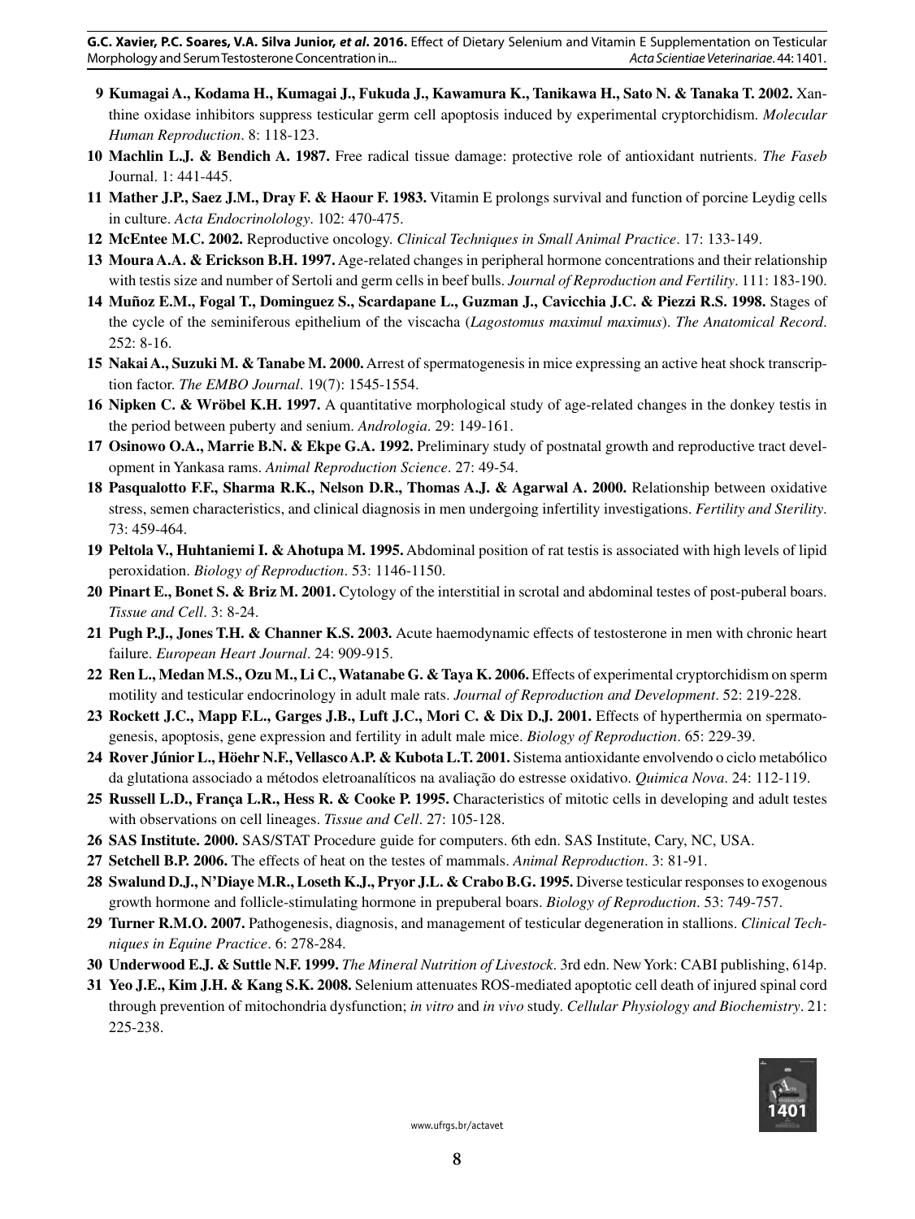9 **Kumagai A., Kodama H., Kumagai J., Fukuda J., Kawamura K., Tanikawa H., Sato N. & Tanaka T. 2002.** Xanthine oxidase inhibitors suppress testicular germ cell apoptosis induced by experimental cryptorchidism. *Molecular Human Reproduction*. 8: 118-123.

10 **Machlin L.J. & Bendich A. 1987.** Free radical tissue damage: protective role of antioxidant nutrients. *The Faseb* Journal. 1: 441-445.

11 **Mather J.P., Saez J.M., Dray F. & Haour F. 1983.** Vitamin E prolongs survival and function of porcine Leydig cells in culture. *Acta Endocrinolology*. 102: 470-475.

12 **McEntee M.C. 2002.** Reproductive oncology. *Clinical Techniques in Small Animal Practice*. 17: 133-149.

13 **Moura A.A. & Erickson B.H. 1997.** Age-related changes in peripheral hormone concentrations and their relationship with testis size and number of Sertoli and germ cells in beef bulls. *Journal of Reproduction and Fertility*. 111: 183-190.

14 **Muñoz E.M., Fogal T., Dominguez S., Scardapane L., Guzman J., Cavicchia J.C. & Piezzi R.S. 1998.** Stages of the cycle of the seminiferous epithelium of the viscacha (*Lagostomus maximul maximus*). *The Anatomical Record*. 252: 8-16.

15 **Nakai A., Suzuki M. & Tanabe M. 2000.** Arrest of spermatogenesis in mice expressing an active heat shock transcription factor. *The EMBO Journal*. 19(7): 1545-1554.

16 **Nipken C. & Wröbel K.H. 1997.** A quantitative morphological study of age-related changes in the donkey testis in the period between puberty and senium. *Andrologia*. 29: 149-161.

17 **Osinowo O.A., Marrie B.N. & Ekpe G.A. 1992.** Preliminary study of postnatal growth and reproductive tract development in Yankasa rams. *Animal Reproduction Science*. 27: 49-54.

18 **Pasqualotto F.F., Sharma R.K., Nelson D.R., Thomas A.J. & Agarwal A. 2000.** Relationship between oxidative stress, semen characteristics, and clinical diagnosis in men undergoing infertility investigations. *Fertility and Sterility*. 73: 459-464.

19 **Peltola V., Huhtaniemi I. & Ahotupa M. 1995.** Abdominal position of rat testis is associated with high levels of lipid peroxidation. *Biology of Reproduction*. 53: 1146-1150.

20 **Pinart E., Bonet S. & Briz M. 2001.** Cytology of the interstitial in scrotal and abdominal testes of post-puberal boars. *Tissue and Cell*. 3: 8-24.

21 **Pugh P.J., Jones T.H. & Channer K.S. 2003.** Acute haemodynamic effects of testosterone in men with chronic heart failure. *European Heart Journal*. 24: 909-915.

22 **Ren L., Medan M.S., Ozu M., Li C., Watanabe G. & Taya K. 2006.** Effects of experimental cryptorchidism on sperm motility and testicular endocrinology in adult male rats. *Journal of Reproduction and Development*. 52: 219-228.

23 **Rockett J.C., Mapp F.L., Garges J.B., Luft J.C., Mori C. & Dix D.J. 2001.** Effects of hyperthermia on spermatogenesis, apoptosis, gene expression and fertility in adult male mice. *Biology of Reproduction*. 65: 229-39.

24 **Rover Júnior L., Höehr N.F., Vellasco A.P. & Kubota L.T. 2001.** Sistema antioxidante envolvendo o ciclo metabólico da glutationa associado a métodos eletroanalíticos na avaliação do estresse oxidativo. *Quimica Nova*. 24: 112-119.

25 **Russell L.D., França L.R., Hess R. & Cooke P. 1995.** Characteristics of mitotic cells in developing and adult testes with observations on cell lineages. *Tissue and Cell*. 27: 105-128.

26 **SAS Institute. 2000.** SAS/STAT Procedure guide for computers. 6th edn. SAS Institute, Cary, NC, USA.

27 **Setchell B.P. 2006.** The effects of heat on the testes of mammals. *Animal Reproduction*. 3: 81-91.

28 **Swalund D.J., N'Diaye M.R., Loseth K.J., Pryor J.L. & Crabo B.G. 1995.** Diverse testicular responses to exogenous growth hormone and follicle-stimulating hormone in prepuberal boars. *Biology of Reproduction*. 53: 749-757.

29 **Turner R.M.O. 2007.** Pathogenesis, diagnosis, and management of testicular degeneration in stallions. *Clinical Techniques in Equine Practice*. 6: 278-284.

30 **Underwood E.J. & Suttle N.F. 1999.** *The Mineral Nutrition of Livestock*. 3rd edn. New York: CABI publishing, 614p.

31 **Yeo J.E., Kim J.H. & Kang S.K. 2008.** Selenium attenuates ROS-mediated apoptotic cell death of injured spinal cord through prevention of mitochondria dysfunction; *in vitro* and *in vivo* study. *Cellular Physiology and Biochemistry*. 21: 225-238.